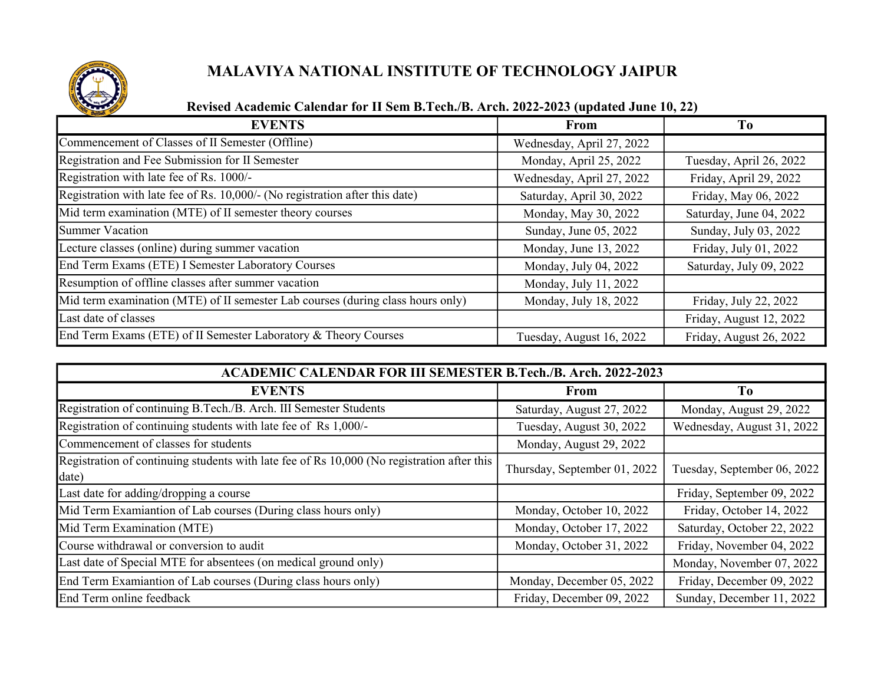# MALAVIYA NATIONAL INSTITUTE OF TECHNOLOGY JAIPUR

## Revised Academic Calendar for II Sem B.Tech./B. Arch. 2022-2023 (updated June 10, 22)

| EVENTS | From | To |
|---|---|---|
| Commencement of Classes of II Semester (Offline) | Wednesday, April 27, 2022 | |
| Registration and Fee Submission for II Semester | Monday, April 25, 2022 | Tuesday, April 26, 2022 |
| Registration with late fee of Rs. 1000/- | Wednesday, April 27, 2022 | Friday, April 29, 2022 |
| Registration with late fee of Rs. 10,000/- (No registration after this date) | Saturday, April 30, 2022 | Friday, May 06, 2022 |
| Mid term examination (MTE) of II semester theory courses | Monday, May 30, 2022 | Saturday, June 04, 2022 |
| Summer Vacation | Sunday, June 05, 2022 | Sunday, July 03, 2022 |
| Lecture classes (online) during summer vacation | Monday, June 13, 2022 | Friday, July 01, 2022 |
| End Term Exams (ETE) I Semester Laboratory Courses | Monday, July 04, 2022 | Saturday, July 09, 2022 |
| Resumption of offline classes after summer vacation | Monday, July 11, 2022 | |
| Mid term examination (MTE) of II semester Lab courses (during class hours only) | Monday, July 18, 2022 | Friday, July 22, 2022 |
| Last date of classes | | Friday, August 12, 2022 |
| End Term Exams (ETE) of II Semester Laboratory & Theory Courses | Tuesday, August 16, 2022 | Friday, August 26, 2022 |

## ACADEMIC CALENDAR FOR III SEMESTER B.Tech./B. Arch. 2022-2023

| EVENTS | From | To |
|---|---|---|
| Registration of continuing B.Tech./B. Arch. III Semester Students | Saturday, August 27, 2022 | Monday, August 29, 2022 |
| Registration of continuing students with late fee of Rs 1,000/- | Tuesday, August 30, 2022 | Wednesday, August 31, 2022 |
| Commencement of classes for students | Monday, August 29, 2022 | |
| Registration of continuing students with late fee of Rs 10,000 (No registration after this date) | Thursday, September 01, 2022 | Tuesday, September 06, 2022 |
| Last date for adding/dropping a course | | Friday, September 09, 2022 |
| Mid Term Examiantion of Lab courses (During class hours only) | Monday, October 10, 2022 | Friday, October 14, 2022 |
| Mid Term Examination (MTE) | Monday, October 17, 2022 | Saturday, October 22, 2022 |
| Course withdrawal or conversion to audit | Monday, October 31, 2022 | Friday, November 04, 2022 |
| Last date of Special MTE for absentees (on medical ground only) | | Monday, November 07, 2022 |
| End Term Examiantion of Lab courses (During class hours only) | Monday, December 05, 2022 | Friday, December 09, 2022 |
| End Term online feedback | Friday, December 09, 2022 | Sunday, December 11, 2022 |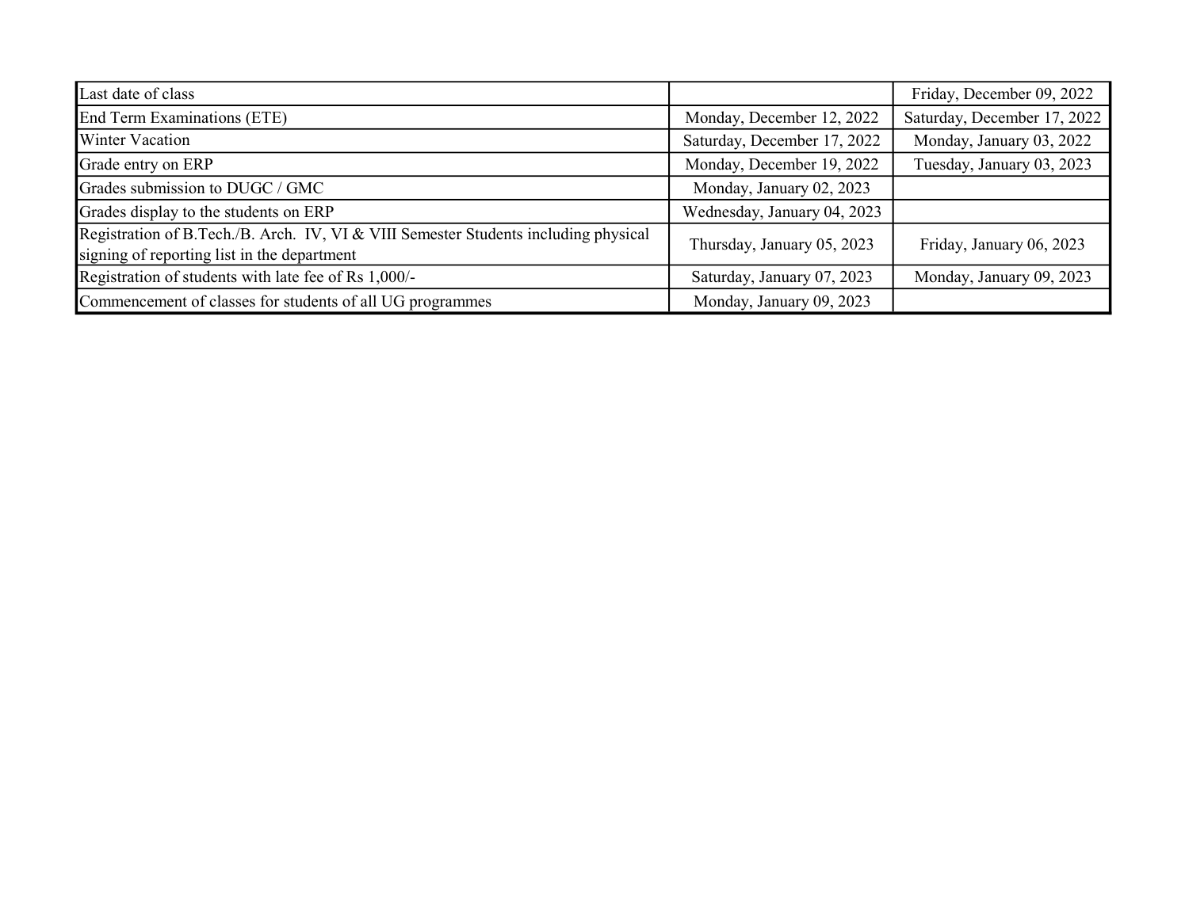| | | |
|---|---|---|
| Last date of class | | Friday, December 09, 2022 |
| End Term Examinations (ETE) | Monday, December 12, 2022 | Saturday, December 17, 2022 |
| Winter Vacation | Saturday, December 17, 2022 | Monday, January 03, 2022 |
| Grade entry on ERP | Monday, December 19, 2022 | Tuesday, January 03, 2023 |
| Grades submission to DUGC / GMC | Monday, January 02, 2023 | |
| Grades display to the students on ERP | Wednesday, January 04, 2023 | |
| Registration of B.Tech./B. Arch. IV, VI & VIII Semester Students including physical signing of reporting list in the department | Thursday, January 05, 2023 | Friday, January 06, 2023 |
| Registration of students with late fee of Rs 1,000/- | Saturday, January 07, 2023 | Monday, January 09, 2023 |
| Commencement of classes for students of all UG programmes | Monday, January 09, 2023 | |